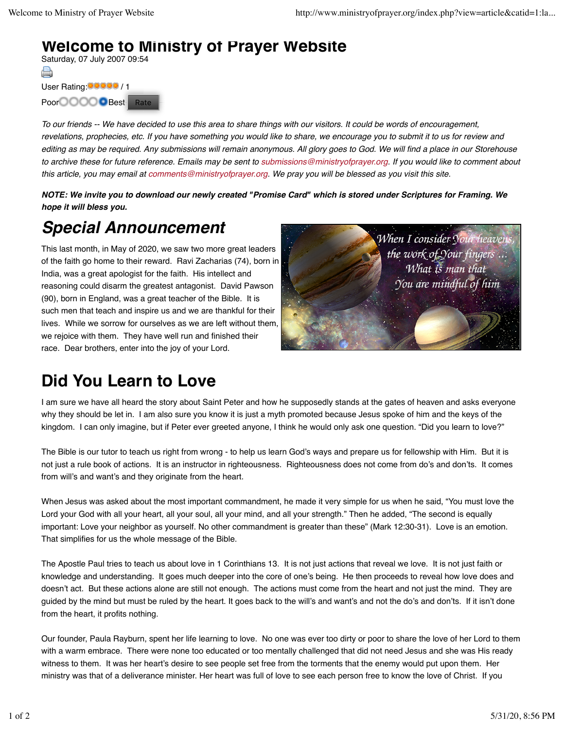# Welcome to Ministry of Prayer Website

Saturday, 07 July 2007 09:54

User Rating: / 1

Poor Best Rate

*To our friends -- We have decided to use this area to share things with our visitors. It could be words of encouragement, revelations, prophecies, etc. If you have something you would like to share, we encourage you to submit it to us for review and editing as may be required. Any submissions will remain anonymous. All glory goes to God. We will find a place in our Storehouse to archive these for future reference. Emails may be sent to submissions@ministryofprayer.org. If you would like to comment about this article, you may email at comments@ministryofprayer.org. We pray you will be blessed as you visit this site.*

***NOTE: We invite you to download our newly created "Promise Card" which is stored under Scriptures for Framing. We hope it will bless you.***

## *Special Announcement*

This last month, in May of 2020, we saw two more great leaders of the faith go home to their reward. Ravi Zacharias (74), born in India, was a great apologist for the faith. His intellect and reasoning could disarm the greatest antagonist. David Pawson (90), born in England, was a great teacher of the Bible. It is such men that teach and inspire us and we are thankful for their lives. While we sorrow for ourselves as we are left without them, we rejoice with them. They have well run and finished their race. Dear brothers, enter into the joy of your Lord.

## Did You Learn to Love

I am sure we have all heard the story about Saint Peter and how he supposedly stands at the gates of heaven and asks everyone why they should be let in. I am also sure you know it is just a myth promoted because Jesus spoke of him and the keys of the kingdom. I can only imagine, but if Peter ever greeted anyone, I think he would only ask one question. "Did you learn to love?"

The Bible is our tutor to teach us right from wrong - to help us learn God's ways and prepare us for fellowship with Him. But it is not just a rule book of actions. It is an instructor in righteousness. Righteousness does not come from do's and don'ts. It comes from will's and want's and they originate from the heart.

When Jesus was asked about the most important commandment, he made it very simple for us when he said, "You must love the Lord your God with all your heart, all your soul, all your mind, and all your strength." Then he added, "The second is equally important: Love your neighbor as yourself. No other commandment is greater than these" (Mark 12:30-31). Love is an emotion. That simplifies for us the whole message of the Bible.

The Apostle Paul tries to teach us about love in 1 Corinthians 13. It is not just actions that reveal we love. It is not just faith or knowledge and understanding. It goes much deeper into the core of one's being. He then proceeds to reveal how love does and doesn't act. But these actions alone are still not enough. The actions must come from the heart and not just the mind. They are guided by the mind but must be ruled by the heart. It goes back to the will's and want's and not the do's and don'ts. If it isn't done from the heart, it profits nothing.

Our founder, Paula Rayburn, spent her life learning to love. No one was ever too dirty or poor to share the love of her Lord to them with a warm embrace. There were none too educated or too mentally challenged that did not need Jesus and she was His ready witness to them. It was her heart's desire to see people set free from the torments that the enemy would put upon them. Her ministry was that of a deliverance minister. Her heart was full of love to see each person free to know the love of Christ. If you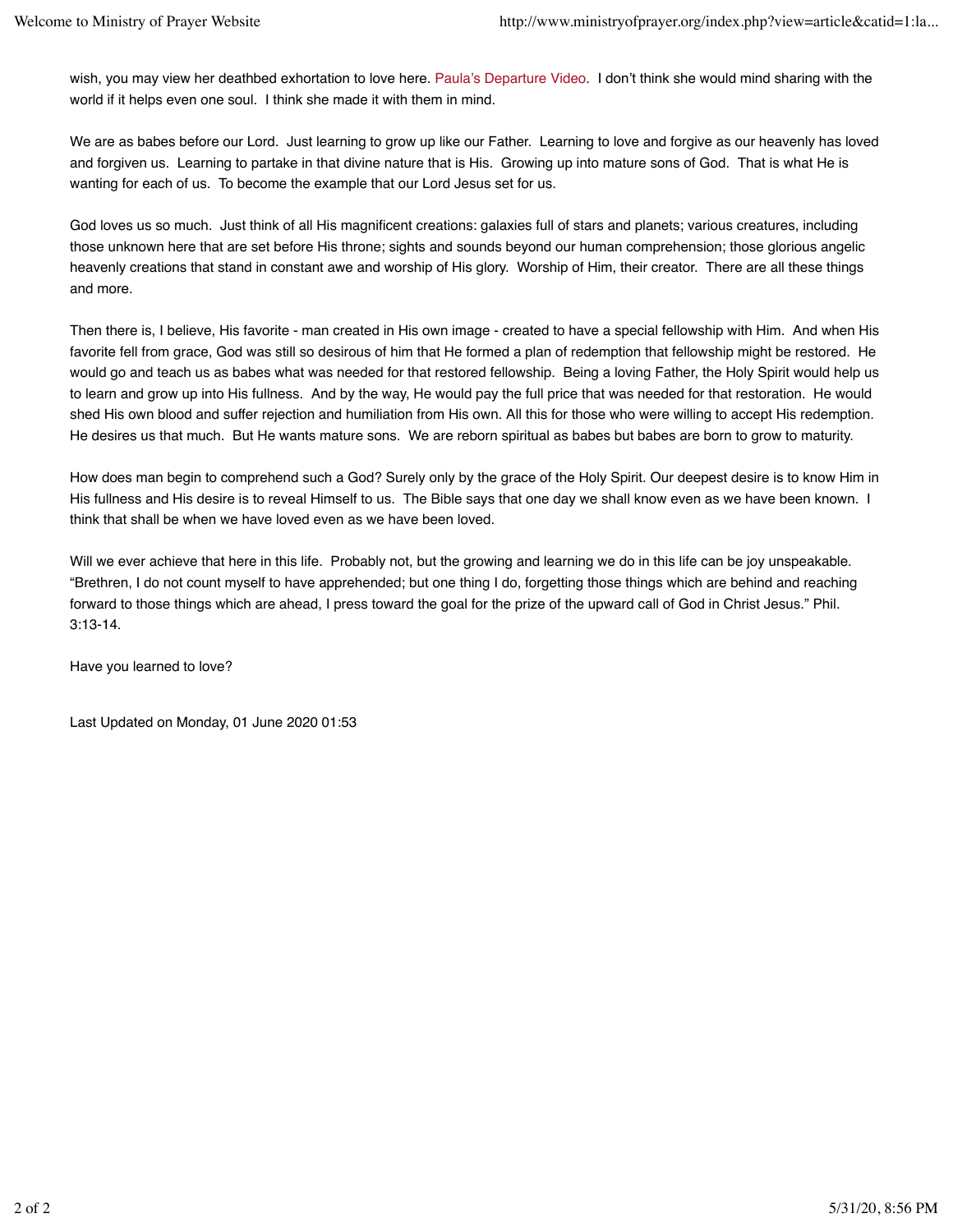wish, you may view her deathbed exhortation to love here. Paula's Departure Video. I don't think she would mind sharing with the world if it helps even one soul. I think she made it with them in mind.

We are as babes before our Lord. Just learning to grow up like our Father. Learning to love and forgive as our heavenly has loved and forgiven us. Learning to partake in that divine nature that is His. Growing up into mature sons of God. That is what He is wanting for each of us. To become the example that our Lord Jesus set for us.

God loves us so much. Just think of all His magnificent creations: galaxies full of stars and planets; various creatures, including those unknown here that are set before His throne; sights and sounds beyond our human comprehension; those glorious angelic heavenly creations that stand in constant awe and worship of His glory. Worship of Him, their creator. There are all these things and more.

Then there is, I believe, His favorite - man created in His own image - created to have a special fellowship with Him. And when His favorite fell from grace, God was still so desirous of him that He formed a plan of redemption that fellowship might be restored. He would go and teach us as babes what was needed for that restored fellowship. Being a loving Father, the Holy Spirit would help us to learn and grow up into His fullness. And by the way, He would pay the full price that was needed for that restoration. He would shed His own blood and suffer rejection and humiliation from His own. All this for those who were willing to accept His redemption. He desires us that much. But He wants mature sons. We are reborn spiritual as babes but babes are born to grow to maturity.

How does man begin to comprehend such a God? Surely only by the grace of the Holy Spirit. Our deepest desire is to know Him in His fullness and His desire is to reveal Himself to us. The Bible says that one day we shall know even as we have been known. I think that shall be when we have loved even as we have been loved.

Will we ever achieve that here in this life. Probably not, but the growing and learning we do in this life can be joy unspeakable. "Brethren, I do not count myself to have apprehended; but one thing I do, forgetting those things which are behind and reaching forward to those things which are ahead, I press toward the goal for the prize of the upward call of God in Christ Jesus." Phil. 3:13-14.

Have you learned to love?

Last Updated on Monday, 01 June 2020 01:53